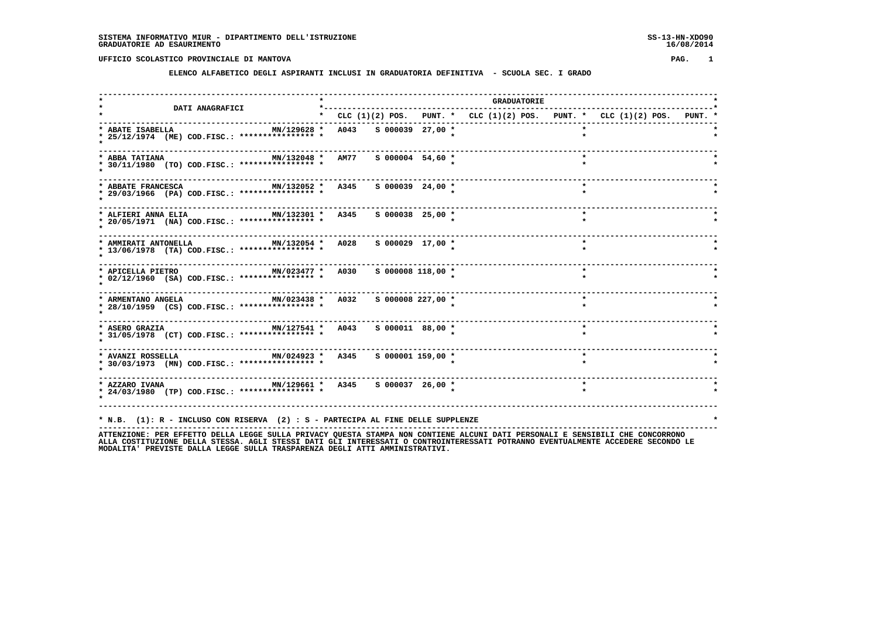SISTEMA INFORMATIVO MIUR - DIPARTIMENTO DELL'ISTRUZIONE
GRADUATORIE AD ESAURIMENTO

SS-13-HN-XDO90
16/08/2014

UFFICIO SCOLASTICO PROVINCIALE DI MANTOVA

## ELENCO ALFABETICO DEGLI ASPIRANTI INCLUSI IN GRADUATORIA DEFINITIVA - SCUOLA SEC. I GRADO

| DATI ANAGRAFICI | | GRADUATORIE | | | | | | | | |
|---|---|---|---|---|---|---|---|---|---|---|
| | | CLC | (1)(2) POS. | PUNT. | CLC | (1)(2) POS. | PUNT. | CLC | (1)(2) POS. | PUNT. |
| ABATE ISABELLA 25/12/1974 (ME) COD.FISC.: **************** | MN/129628 | A043 | S 000039 | 27,00 | | | | | | |
| ABBA TATIANA 30/11/1980 (TO) COD.FISC.: **************** | MN/132048 | AM77 | S 000004 | 54,60 | | | | | | |
| ABBATE FRANCESCA 29/03/1966 (PA) COD.FISC.: **************** | MN/132052 | A345 | S 000039 | 24,00 | | | | | | |
| ALFIERI ANNA ELIA 20/05/1971 (NA) COD.FISC.: **************** | MN/132301 | A345 | S 000038 | 25,00 | | | | | | |
| AMMIRATI ANTONELLA 13/06/1978 (TA) COD.FISC.: **************** | MN/132054 | A028 | S 000029 | 17,00 | | | | | | |
| APICELLA PIETRO 02/12/1960 (SA) COD.FISC.: **************** | MN/023477 | A030 | S 000008 | 118,00 | | | | | | |
| ARMENTANO ANGELA 28/10/1959 (CS) COD.FISC.: **************** | MN/023438 | A032 | S 000008 | 227,00 | | | | | | |
| ASERO GRAZIA 31/05/1978 (CT) COD.FISC.: **************** | MN/127541 | A043 | S 000011 | 88,00 | | | | | | |
| AVANZI ROSSELLA 30/03/1973 (MN) COD.FISC.: **************** | MN/024923 | A345 | S 000001 | 159,00 | | | | | | |
| AZZARO IVANA 24/03/1980 (TP) COD.FISC.: **************** | MN/129661 | A345 | S 000037 | 26,00 | | | | | | |

* N.B. (1): R - INCLUSO CON RISERVA (2) : S - PARTECIPA AL FINE DELLE SUPPLENZE

ATTENZIONE: PER EFFETTO DELLA LEGGE SULLA PRIVACY QUESTA STAMPA NON CONTIENE ALCUNI DATI PERSONALI E SENSIBILI CHE CONCORRONO ALLA COSTITUZIONE DELLA STESSA. AGLI STESSI DATI GLI INTERESSATI O CONTROINTERESSATI POTRANNO EVENTUALMENTE ACCEDERE SECONDO LE MODALITA' PREVISTE DALLA LEGGE SULLA TRASPARENZA DEGLI ATTI AMMINISTRATIVI.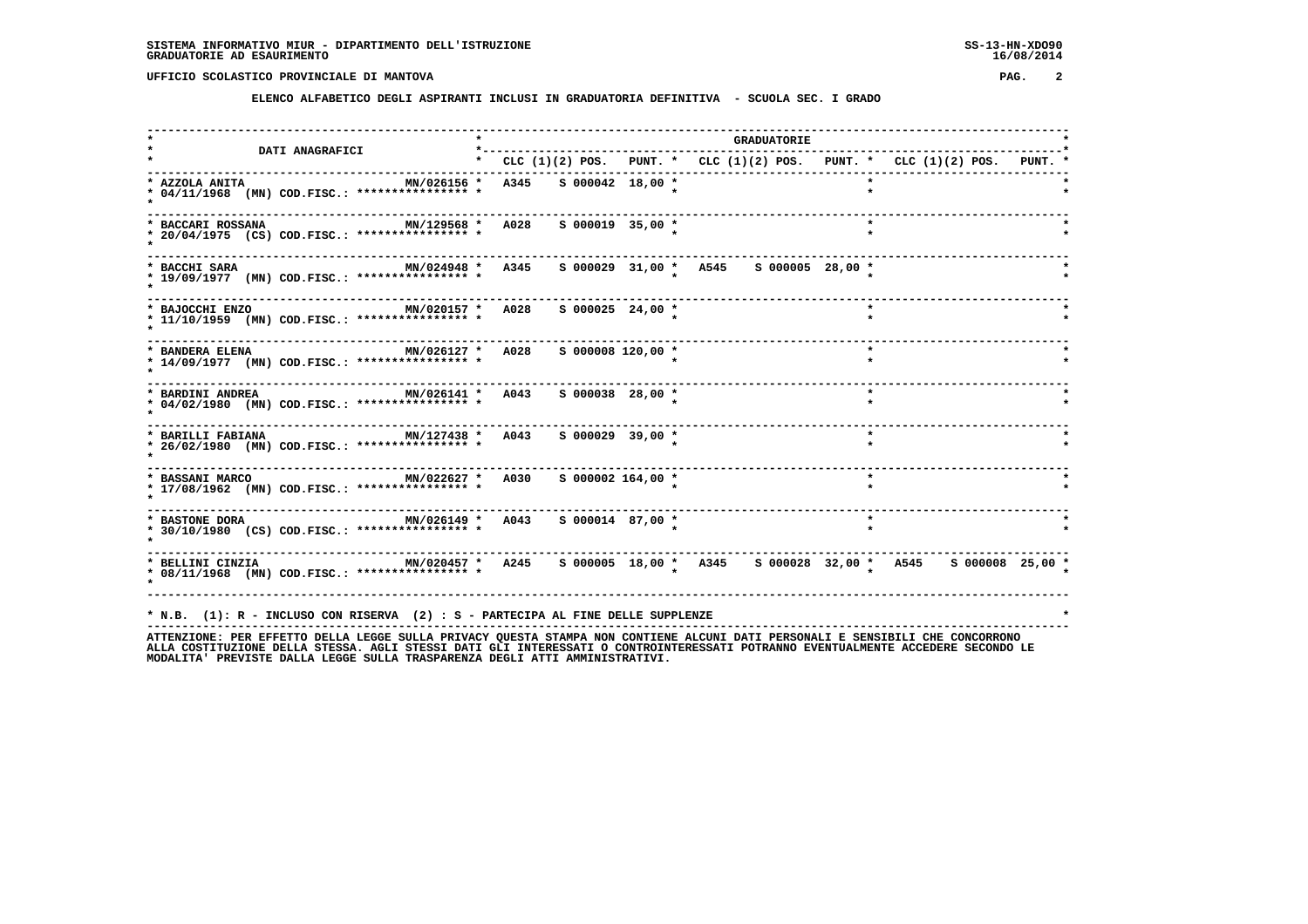SISTEMA INFORMATIVO MIUR - DIPARTIMENTO DELL'ISTRUZIONE
GRADUATORIE AD ESAURIMENTO

UFFICIO SCOLASTICO PROVINCIALE DI MANTOVA

**ELENCO ALFABETICO DEGLI ASPIRANTI INCLUSI IN GRADUATORIA DEFINITIVA - SCUOLA SEC. I GRADO**

| DATI ANAGRAFICI | | GRADUATORIE | | | | | | | | |
|---|---|---|---|---|---|---|---|---|---|---|
| | | CLC | (1)(2) POS. | PUNT. | CLC | (1)(2) POS. | PUNT. | CLC | (1)(2) POS. | PUNT. |
| AZZOLA ANITA<br>04/11/1968 (MN) COD.FISC.: **************** | MN/026156 | A345 | S 000042 | 18,00 | | | | | | |
| BACCARI ROSSANA<br>20/04/1975 (CS) COD.FISC.: **************** | MN/129568 | A028 | S 000019 | 35,00 | | | | | | |
| BACCHI SARA<br>19/09/1977 (MN) COD.FISC.: **************** | MN/024948 | A345 | S 000029 | 31,00 | A545 | S 000005 | 28,00 | | | |
| BAJOCCHI ENZO<br>11/10/1959 (MN) COD.FISC.: **************** | MN/020157 | A028 | S 000025 | 24,00 | | | | | | |
| BANDERA ELENA<br>14/09/1977 (MN) COD.FISC.: **************** | MN/026127 | A028 | S 000008 | 120,00 | | | | | | |
| BARDINI ANDREA<br>04/02/1980 (MN) COD.FISC.: **************** | MN/026141 | A043 | S 000038 | 28,00 | | | | | | |
| BARILLI FABIANA<br>26/02/1980 (MN) COD.FISC.: **************** | MN/127438 | A043 | S 000029 | 39,00 | | | | | | |
| BASSANI MARCO<br>17/08/1962 (MN) COD.FISC.: **************** | MN/022627 | A030 | S 000002 | 164,00 | | | | | | |
| BASTONE DORA<br>30/10/1980 (CS) COD.FISC.: **************** | MN/026149 | A043 | S 000014 | 87,00 | | | | | | |
| BELLINI CINZIA<br>08/11/1968 (MN) COD.FISC.: **************** | MN/020457 | A245 | S 000005 | 18,00 | A345 | S 000028 | 32,00 | A545 | S 000008 | 25,00 |

* N.B. (1): R - INCLUSO CON RISERVA (2) : S - PARTECIPA AL FINE DELLE SUPPLENZE

ATTENZIONE: PER EFFETTO DELLA LEGGE SULLA PRIVACY QUESTA STAMPA NON CONTIENE ALCUNI DATI PERSONALI E SENSIBILI CHE CONCORRONO ALLA COSTITUZIONE DELLA STESSA. AGLI STESSI DATI GLI INTERESSATI O CONTROINTERESSATI POTRANNO EVENTUALMENTE ACCEDERE SECONDO LE MODALITA' PREVISTE DALLA LEGGE SULLA TRASPARENZA DEGLI ATTI AMMINISTRATIVI.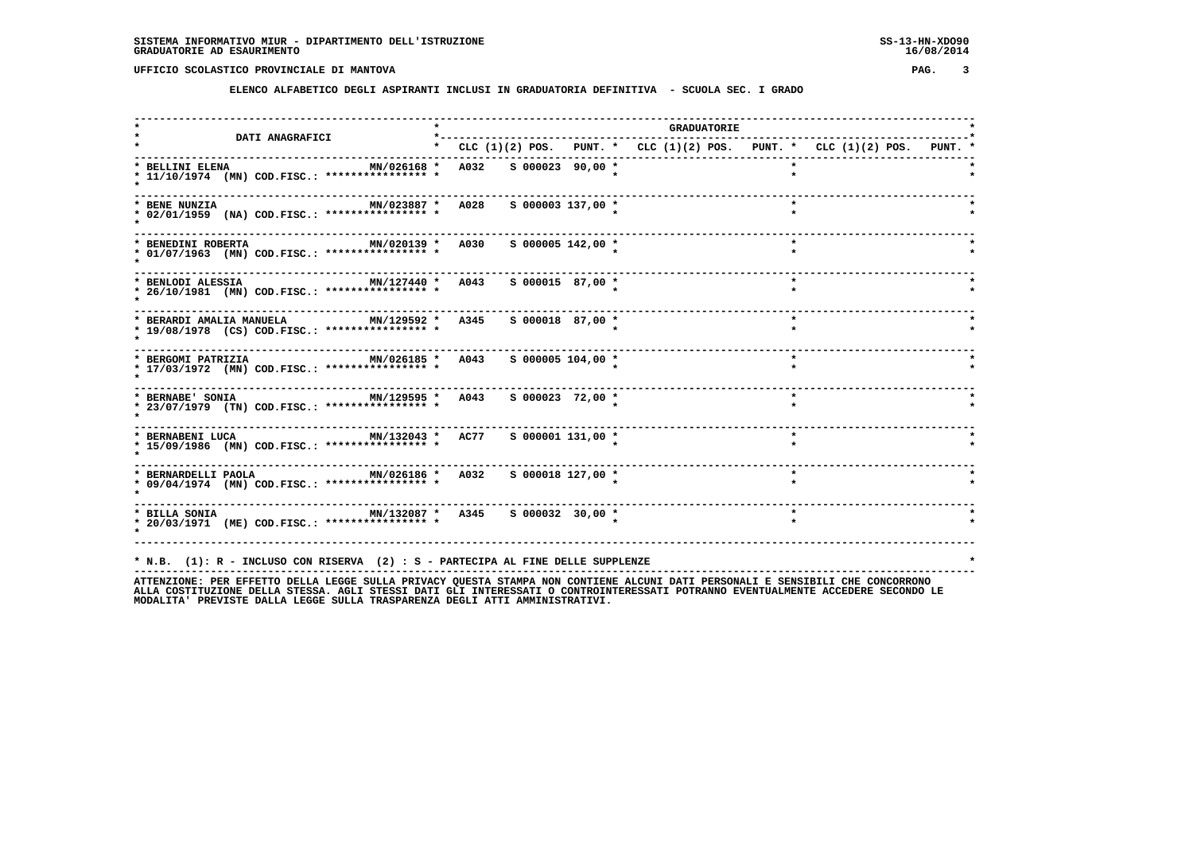SISTEMA INFORMATIVO MIUR - DIPARTIMENTO DELL'ISTRUZIONE
GRADUATORIE AD ESAURIMENTO

UFFICIO SCOLASTICO PROVINCIALE DI MANTOVA

## ELENCO ALFABETICO DEGLI ASPIRANTI INCLUSI IN GRADUATORIA DEFINITIVA - SCUOLA SEC. I GRADO

| DATI ANAGRAFICI | | GRADUATORIE | | | | | | | | |
|---|---|---|---|---|---|---|---|---|---|---|
| | | CLC | (1)(2) POS. | PUNT. | CLC | (1)(2) POS. | PUNT. | CLC | (1)(2) POS. | PUNT. |
| BELLINI ELENA 11/10/1974 (MN) COD.FISC.: **************** | MN/026168 | A032 | S 000023 | 90,00 | | | | | | |
| BENE NUNZIA 02/01/1959 (NA) COD.FISC.: **************** | MN/023887 | A028 | S 000003 | 137,00 | | | | | | |
| BENEDINI ROBERTA 01/07/1963 (MN) COD.FISC.: **************** | MN/020139 | A030 | S 000005 | 142,00 | | | | | | |
| BENLODI ALESSIA 26/10/1981 (MN) COD.FISC.: **************** | MN/127440 | A043 | S 000015 | 87,00 | | | | | | |
| BERARDI AMALIA MANUELA 19/08/1978 (CS) COD.FISC.: **************** | MN/129592 | A345 | S 000018 | 87,00 | | | | | | |
| BERGOMI PATRIZIA 17/03/1972 (MN) COD.FISC.: **************** | MN/026185 | A043 | S 000005 | 104,00 | | | | | | |
| BERNABE' SONIA 23/07/1979 (TN) COD.FISC.: **************** | MN/129595 | A043 | S 000023 | 72,00 | | | | | | |
| BERNABENI LUCA 15/09/1986 (MN) COD.FISC.: **************** | MN/132043 | AC77 | S 000001 | 131,00 | | | | | | |
| BERNARDELLI PAOLA 09/04/1974 (MN) COD.FISC.: **************** | MN/026186 | A032 | S 000018 | 127,00 | | | | | | |
| BILLA SONIA 20/03/1971 (ME) COD.FISC.: **************** | MN/132087 | A345 | S 000032 | 30,00 | | | | | | |

* N.B. (1): R - INCLUSO CON RISERVA (2) : S - PARTECIPA AL FINE DELLE SUPPLENZE

ATTENZIONE: PER EFFETTO DELLA LEGGE SULLA PRIVACY QUESTA STAMPA NON CONTIENE ALCUNI DATI PERSONALI E SENSIBILI CHE CONCORRONO ALLA COSTITUZIONE DELLA STESSA. AGLI STESSI DATI GLI INTERESSATI O CONTROINTERESSATI POTRANNO EVENTUALMENTE ACCEDERE SECONDO LE MODALITA' PREVISTE DALLA LEGGE SULLA TRASPARENZA DEGLI ATTI AMMINISTRATIVI.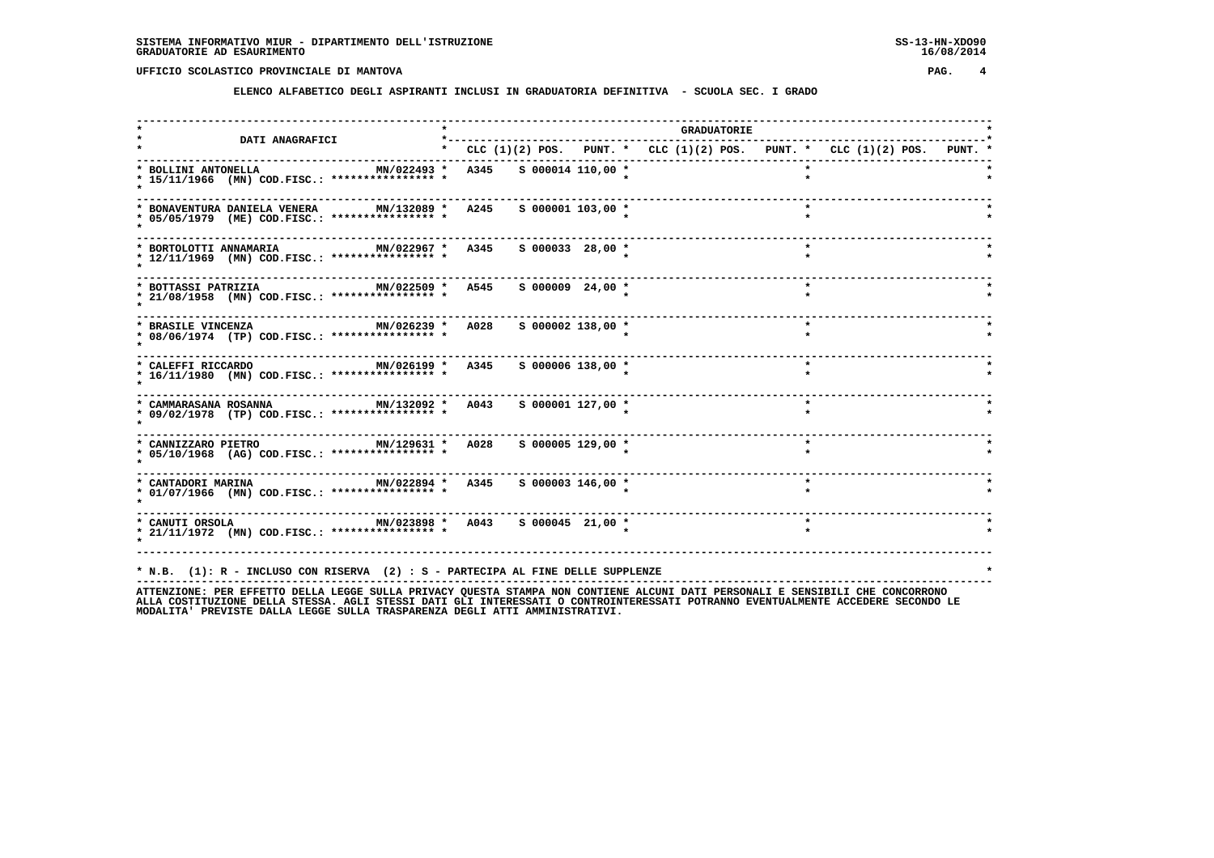**ELENCO ALFABETICO DEGLI ASPIRANTI INCLUSI IN GRADUATORIA DEFINITIVA - SCUOLA SEC. I GRADO**

| DATI ANAGRAFICI | | GRADUATORIE | | | | | | | | |
|---|---|---|---|---|---|---|---|---|---|---|
| | | CLC | (1)(2) POS. | PUNT. | CLC | (1)(2) POS. | PUNT. | CLC | (1)(2) POS. | PUNT. |
| BOLLINI ANTONELLA<br>15/11/1966 (MN) COD.FISC.: **************** | MN/022493 | A345 | S 000014 | 110,00 | | | | | | |
| BONAVENTURA DANIELA VENERA<br>05/05/1979 (ME) COD.FISC.: **************** | MN/132089 | A245 | S 000001 | 103,00 | | | | | | |
| BORTOLOTTI ANNAMARIA<br>12/11/1969 (MN) COD.FISC.: **************** | MN/022967 | A345 | S 000033 | 28,00 | | | | | | |
| BOTTASSI PATRIZIA<br>21/08/1958 (MN) COD.FISC.: **************** | MN/022509 | A545 | S 000009 | 24,00 | | | | | | |
| BRASILE VINCENZA<br>08/06/1974 (TP) COD.FISC.: **************** | MN/026239 | A028 | S 000002 | 138,00 | | | | | | |
| CALEFFI RICCARDO<br>16/11/1980 (MN) COD.FISC.: **************** | MN/026199 | A345 | S 000006 | 138,00 | | | | | | |
| CAMMARASANA ROSANNA<br>09/02/1978 (TP) COD.FISC.: **************** | MN/132092 | A043 | S 000001 | 127,00 | | | | | | |
| CANNIZZARO PIETRO<br>05/10/1968 (AG) COD.FISC.: **************** | MN/129631 | A028 | S 000005 | 129,00 | | | | | | |
| CANTADORI MARINA<br>01/07/1966 (MN) COD.FISC.: **************** | MN/022894 | A345 | S 000003 | 146,00 | | | | | | |
| CANUTI ORSOLA<br>21/11/1972 (MN) COD.FISC.: **************** | MN/023898 | A043 | S 000045 | 21,00 | | | | | | |

* N.B. (1): R - INCLUSO CON RISERVA (2) : S - PARTECIPA AL FINE DELLE SUPPLENZE

ATTENZIONE: PER EFFETTO DELLA LEGGE SULLA PRIVACY QUESTA STAMPA NON CONTIENE ALCUNI DATI PERSONALI E SENSIBILI CHE CONCORRONO ALLA COSTITUZIONE DELLA STESSA. AGLI STESSI DATI GLI INTERESSATI O CONTROINTERESSATI POTRANNO EVENTUALMENTE ACCEDERE SECONDO LE MODALITA' PREVISTE DALLA LEGGE SULLA TRASPARENZA DEGLI ATTI AMMINISTRATIVI.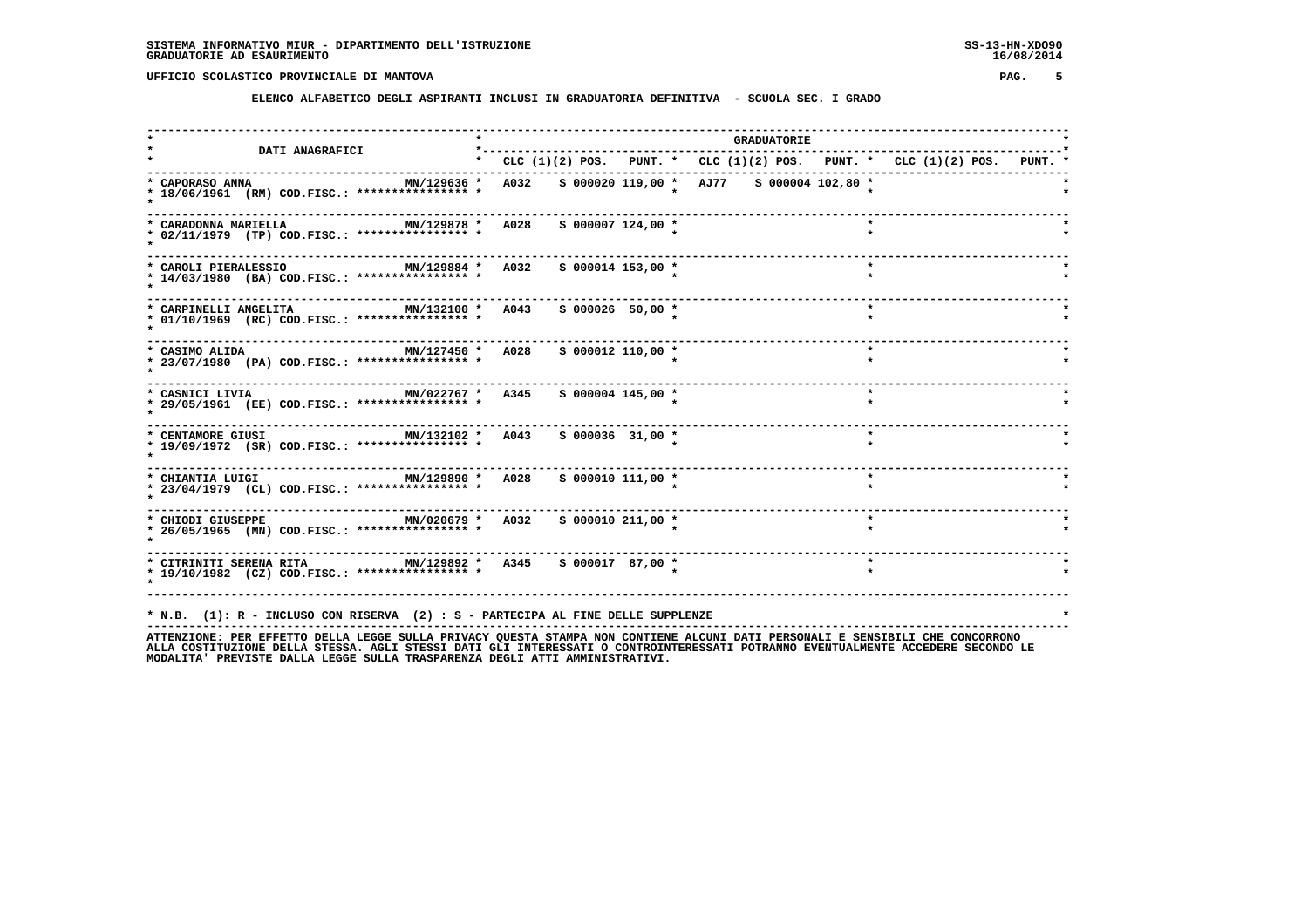## UFFICIO SCOLASTICO PROVINCIALE DI MANTOVA

### ELENCO ALFABETICO DEGLI ASPIRANTI INCLUSI IN GRADUATORIA DEFINITIVA - SCUOLA SEC. I GRADO

| DATI ANAGRAFICI | | GRADUATORIE | | | | | | | | | | | |
|---|---|---|---|---|---|---|---|---|---|---|---|---|---|
| | | CLC | (1)(2) | POS. | PUNT. | CLC | (1)(2) | POS. | PUNT. | CLC | (1)(2) | POS. | PUNT. |
| CAPORASO ANNA 18/06/1961 (RM) COD.FISC.: **************** | MN/129636 | A032 | S | 000020 | 119,00 | AJ77 | S | 000004 | 102,80 | | | | |
| CARADONNA MARIELLA 02/11/1979 (TP) COD.FISC.: **************** | MN/129878 | A028 | S | 000007 | 124,00 | | | | | | | | |
| CAROLI PIERALESSIO 14/03/1980 (BA) COD.FISC.: **************** | MN/129884 | A032 | S | 000014 | 153,00 | | | | | | | | |
| CARPINELLI ANGELITA 01/10/1969 (RC) COD.FISC.: **************** | MN/132100 | A043 | S | 000026 | 50,00 | | | | | | | | |
| CASIMO ALIDA 23/07/1980 (PA) COD.FISC.: **************** | MN/127450 | A028 | S | 000012 | 110,00 | | | | | | | | |
| CASNICI LIVIA 29/05/1961 (EE) COD.FISC.: **************** | MN/022767 | A345 | S | 000004 | 145,00 | | | | | | | | |
| CENTAMORE GIUSI 19/09/1972 (SR) COD.FISC.: **************** | MN/132102 | A043 | S | 000036 | 31,00 | | | | | | | | |
| CHIANTIA LUIGI 23/04/1979 (CL) COD.FISC.: **************** | MN/129890 | A028 | S | 000010 | 111,00 | | | | | | | | |
| CHIODI GIUSEPPE 26/05/1965 (MN) COD.FISC.: **************** | MN/020679 | A032 | S | 000010 | 211,00 | | | | | | | | |
| CITRINITI SERENA RITA 19/10/1982 (CZ) COD.FISC.: **************** | MN/129892 | A345 | S | 000017 | 87,00 | | | | | | | | |

* N.B. (1): R - INCLUSO CON RISERVA (2) : S - PARTECIPA AL FINE DELLE SUPPLENZE

ATTENZIONE: PER EFFETTO DELLA LEGGE SULLA PRIVACY QUESTA STAMPA NON CONTIENE ALCUNI DATI PERSONALI E SENSIBILI CHE CONCORRONO ALLA COSTITUZIONE DELLA STESSA. AGLI STESSI DATI GLI INTERESSATI O CONTROINTERESSATI POTRANNO EVENTUALMENTE ACCEDERE SECONDO LE MODALITA' PREVISTE DALLA LEGGE SULLA TRASPARENZA DEGLI ATTI AMMINISTRATIVI.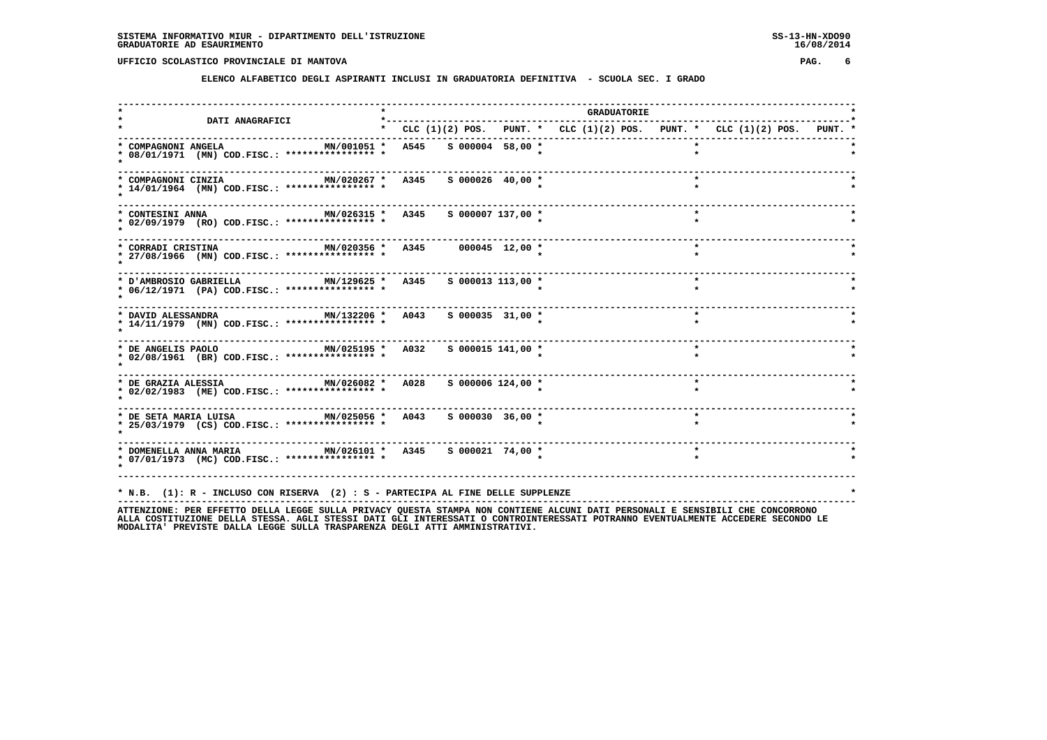SISTEMA INFORMATIVO MIUR - DIPARTIMENTO DELL'ISTRUZIONE
GRADUATORIE AD ESAURIMENTO

UFFICIO SCOLASTICO PROVINCIALE DI MANTOVA

## ELENCO ALFABETICO DEGLI ASPIRANTI INCLUSI IN GRADUATORIA DEFINITIVA - SCUOLA SEC. I GRADO

| DATI ANAGRAFICI | | GRADUATORIE | | | | | | | | | | | |
|---|---|---|---|---|---|---|---|---|---|---|---|---|---|
| | | CLC | (1)(2) | POS. | PUNT. | CLC | (1)(2) | POS. | PUNT. | CLC | (1)(2) | POS. | PUNT. |
| COMPAGNONI ANGELA 08/01/1971 (MN) COD.FISC.: **************** | MN/001051 | A545 | S | 000004 | 58,00 | | | | | | | | |
| COMPAGNONI CINZIA 14/01/1964 (MN) COD.FISC.: **************** | MN/020267 | A345 | S | 000026 | 40,00 | | | | | | | | |
| CONTESINI ANNA 02/09/1979 (RO) COD.FISC.: **************** | MN/026315 | A345 | S | 000007 | 137,00 | | | | | | | | |
| CORRADI CRISTINA 27/08/1966 (MN) COD.FISC.: **************** | MN/020356 | A345 | | 000045 | 12,00 | | | | | | | | |
| D'AMBROSIO GABRIELLA 06/12/1971 (PA) COD.FISC.: **************** | MN/129625 | A345 | S | 000013 | 113,00 | | | | | | | | |
| DAVID ALESSANDRA 14/11/1979 (MN) COD.FISC.: **************** | MN/132206 | A043 | S | 000035 | 31,00 | | | | | | | | |
| DE ANGELIS PAOLO 02/08/1961 (BR) COD.FISC.: **************** | MN/025195 | A032 | S | 000015 | 141,00 | | | | | | | | |
| DE GRAZIA ALESSIA 02/02/1983 (ME) COD.FISC.: **************** | MN/026082 | A028 | S | 000006 | 124,00 | | | | | | | | |
| DE SETA MARIA LUISA 25/03/1979 (CS) COD.FISC.: **************** | MN/025056 | A043 | S | 000030 | 36,00 | | | | | | | | |
| DOMENELLA ANNA MARIA 07/01/1973 (MC) COD.FISC.: **************** | MN/026101 | A345 | S | 000021 | 74,00 | | | | | | | | |

N.B. (1): R - INCLUSO CON RISERVA (2) : S - PARTECIPA AL FINE DELLE SUPPLENZE

ATTENZIONE: PER EFFETTO DELLA LEGGE SULLA PRIVACY QUESTA STAMPA NON CONTIENE ALCUNI DATI PERSONALI E SENSIBILI CHE CONCORRONO ALLA COSTITUZIONE DELLA STESSA. AGLI STESSI DATI GLI INTERESSATI O CONTROINTERESSATI POTRANNO EVENTUALMENTE ACCEDERE SECONDO LE MODALITA' PREVISTE DALLA LEGGE SULLA TRASPARENZA DEGLI ATTI AMMINISTRATIVI.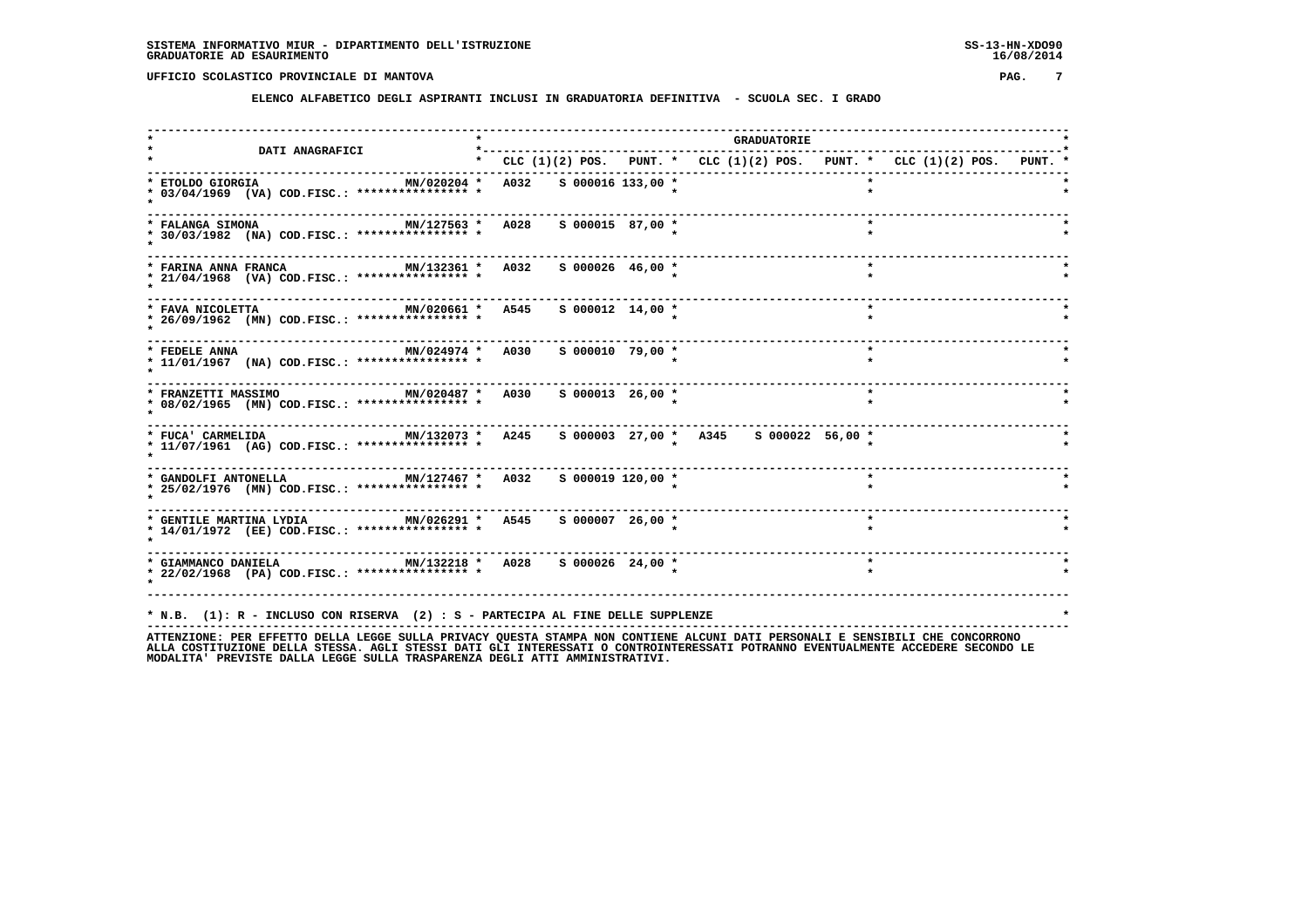SISTEMA INFORMATIVO MIUR - DIPARTIMENTO DELL'ISTRUZIONE
GRADUATORIE AD ESAURIMENTO

SS-13-HN-XDO90
16/08/2014

UFFICIO SCOLASTICO PROVINCIALE DI MANTOVA

## ELENCO ALFABETICO DEGLI ASPIRANTI INCLUSI IN GRADUATORIA DEFINITIVA - SCUOLA SEC. I GRADO

| DATI ANAGRAFICI | | GRADUATORIE | | | | | | | | |
|---|---|---|---|---|---|---|---|---|---|---|
| | | CLC | (1)(2) POS. | PUNT. | CLC | (1)(2) POS. | PUNT. | CLC | (1)(2) POS. | PUNT. |
| ETOLDO GIORGIA<br>03/04/1969 (VA) COD.FISC.: **************** | MN/020204 | A032 | S 000016 | 133,00 | | | | | | |
| FALANGA SIMONA<br>30/03/1982 (NA) COD.FISC.: **************** | MN/127563 | A028 | S 000015 | 87,00 | | | | | | |
| FARINA ANNA FRANCA<br>21/04/1968 (VA) COD.FISC.: **************** | MN/132361 | A032 | S 000026 | 46,00 | | | | | | |
| FAVA NICOLETTA<br>26/09/1962 (MN) COD.FISC.: **************** | MN/020661 | A545 | S 000012 | 14,00 | | | | | | |
| FEDELE ANNA<br>11/01/1967 (NA) COD.FISC.: **************** | MN/024974 | A030 | S 000010 | 79,00 | | | | | | |
| FRANZETTI MASSIMO<br>08/02/1965 (MN) COD.FISC.: **************** | MN/020487 | A030 | S 000013 | 26,00 | | | | | | |
| FUCA' CARMELIDA<br>11/07/1961 (AG) COD.FISC.: **************** | MN/132073 | A245 | S 000003 | 27,00 | A345 | S 000022 | 56,00 | | | |
| GANDOLFI ANTONELLA<br>25/02/1976 (MN) COD.FISC.: **************** | MN/127467 | A032 | S 000019 | 120,00 | | | | | | |
| GENTILE MARTINA LYDIA<br>14/01/1972 (EE) COD.FISC.: **************** | MN/026291 | A545 | S 000007 | 26,00 | | | | | | |
| GIAMMANCO DANIELA<br>22/02/1968 (PA) COD.FISC.: **************** | MN/132218 | A028 | S 000026 | 24,00 | | | | | | |

* N.B. (1): R - INCLUSO CON RISERVA (2) : S - PARTECIPA AL FINE DELLE SUPPLENZE

ATTENZIONE: PER EFFETTO DELLA LEGGE SULLA PRIVACY QUESTA STAMPA NON CONTIENE ALCUNI DATI PERSONALI E SENSIBILI CHE CONCORRONO ALLA COSTITUZIONE DELLA STESSA. AGLI STESSI DATI GLI INTERESSATI O CONTROINTERESSATI POTRANNO EVENTUALMENTE ACCEDERE SECONDO LE MODALITA' PREVISTE DALLA LEGGE SULLA TRASPARENZA DEGLI ATTI AMMINISTRATIVI.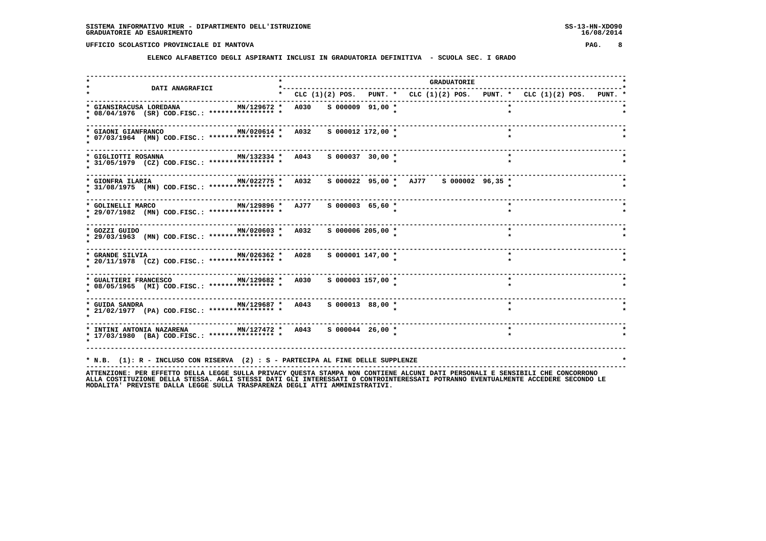SISTEMA INFORMATIVO MIUR - DIPARTIMENTO DELL'ISTRUZIONE
GRADUATORIE AD ESAURIMENTO

SS-13-HN-XDO90
16/08/2014

UFFICIO SCOLASTICO PROVINCIALE DI MANTOVA

## ELENCO ALFABETICO DEGLI ASPIRANTI INCLUSI IN GRADUATORIA DEFINITIVA - SCUOLA SEC. I GRADO

| DATI ANAGRAFICI | | GRADUATORIE | | | | | | | | |
|---|---|---|---|---|---|---|---|---|---|---|
| | | CLC | (1)(2) POS. | PUNT. | CLC | (1)(2) POS. | PUNT. | CLC | (1)(2) POS. | PUNT. |
| GIANSIRACUSA LOREDANA 08/04/1976 (SR) COD.FISC.: **************** | MN/129672 | A030 | S 000009 | 91,00 | | | | | | |
| GIAONI GIANFRANCO 07/03/1964 (MN) COD.FISC.: **************** | MN/020614 | A032 | S 000012 | 172,00 | | | | | | |
| GIGLIOTTI ROSANNA 31/05/1979 (CZ) COD.FISC.: **************** | MN/132334 | A043 | S 000037 | 30,00 | | | | | | |
| GIONFRA ILARIA 31/08/1975 (MN) COD.FISC.: **************** | MN/022775 | A032 | S 000022 | 95,00 | AJ77 | S 000002 | 96,35 | | | |
| GOLINELLI MARCO 29/07/1982 (MN) COD.FISC.: **************** | MN/129896 | AJ77 | S 000003 | 65,60 | | | | | | |
| GOZZI GUIDO 29/03/1963 (MN) COD.FISC.: **************** | MN/020603 | A032 | S 000006 | 205,00 | | | | | | |
| GRANDE SILVIA 20/11/1978 (CZ) COD.FISC.: **************** | MN/026362 | A028 | S 000001 | 147,00 | | | | | | |
| GUALTIERI FRANCESCO 08/05/1965 (MI) COD.FISC.: **************** | MN/129682 | A030 | S 000003 | 157,00 | | | | | | |
| GUIDA SANDRA 21/02/1977 (PA) COD.FISC.: **************** | MN/129687 | A043 | S 000013 | 88,00 | | | | | | |
| INTINI ANTONIA NAZARENA 17/03/1980 (BA) COD.FISC.: **************** | MN/127472 | A043 | S 000044 | 26,00 | | | | | | |

N.B. (1): R - INCLUSO CON RISERVA (2) : S - PARTECIPA AL FINE DELLE SUPPLENZE

ATTENZIONE: PER EFFETTO DELLA LEGGE SULLA PRIVACY QUESTA STAMPA NON CONTIENE ALCUNI DATI PERSONALI E SENSIBILI CHE CONCORRONO ALLA COSTITUZIONE DELLA STESSA. AGLI STESSI DATI GLI INTERESSATI O CONTROINTERESSATI POTRANNO EVENTUALMENTE ACCEDERE SECONDO LE MODALITA' PREVISTE DALLA LEGGE SULLA TRASPARENZA DEGLI ATTI AMMINISTRATIVI.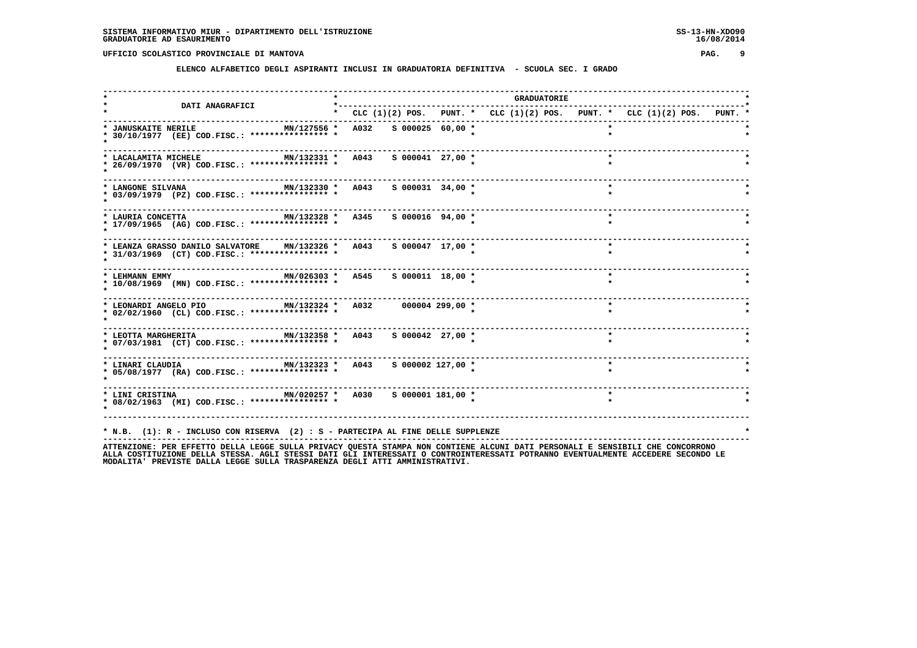SISTEMA INFORMATIVO MIUR - DIPARTIMENTO DELL'ISTRUZIONE
GRADUATORIE AD ESAURIMENTO

SS-13-HN-XDO90
16/08/2014

UFFICIO SCOLASTICO PROVINCIALE DI MANTOVA

## ELENCO ALFABETICO DEGLI ASPIRANTI INCLUSI IN GRADUATORIA DEFINITIVA - SCUOLA SEC. I GRADO

| DATI ANAGRAFICI | | GRADUATORIE | | | | | | | | | | | |
|---|---|---|---|---|---|---|---|---|---|---|---|---|---|
| | | CLC | (1)(2) | POS. | PUNT. | CLC | (1)(2) | POS. | PUNT. | CLC | (1)(2) | POS. | PUNT. |
| JANUSKAITE NERILE 30/10/1977 (EE) COD.FISC.: **************** | MN/127556 | A032 | S | 000025 | 60,00 | | | | | | | | |
| LACALAMITA MICHELE 26/09/1970 (VR) COD.FISC.: **************** | MN/132331 | A043 | S | 000041 | 27,00 | | | | | | | | |
| LANGONE SILVANA 03/09/1979 (PZ) COD.FISC.: **************** | MN/132330 | A043 | S | 000031 | 34,00 | | | | | | | | |
| LAURIA CONCETTA 17/09/1965 (AG) COD.FISC.: **************** | MN/132328 | A345 | S | 000016 | 94,00 | | | | | | | | |
| LEANZA GRASSO DANILO SALVATORE 31/03/1969 (CT) COD.FISC.: **************** | MN/132326 | A043 | S | 000047 | 17,00 | | | | | | | | |
| LEHMANN EMMY 10/08/1969 (MN) COD.FISC.: **************** | MN/026303 | A545 | S | 000011 | 18,00 | | | | | | | | |
| LEONARDI ANGELO PIO 02/02/1960 (CL) COD.FISC.: **************** | MN/132324 | A032 | | 000004 | 299,00 | | | | | | | | |
| LEOTTA MARGHERITA 07/03/1981 (CT) COD.FISC.: **************** | MN/132358 | A043 | S | 000042 | 27,00 | | | | | | | | |
| LINARI CLAUDIA 05/08/1977 (RA) COD.FISC.: **************** | MN/132323 | A043 | S | 000002 | 127,00 | | | | | | | | |
| LINI CRISTINA 08/02/1963 (MI) COD.FISC.: **************** | MN/020257 | A030 | S | 000001 | 181,00 | | | | | | | | |

* N.B. (1): R - INCLUSO CON RISERVA (2) : S - PARTECIPA AL FINE DELLE SUPPLENZE

ATTENZIONE: PER EFFETTO DELLA LEGGE SULLA PRIVACY QUESTA STAMPA NON CONTIENE ALCUNI DATI PERSONALI E SENSIBILI CHE CONCORRONO ALLA COSTITUZIONE DELLA STESSA. AGLI STESSI DATI GLI INTERESSATI O CONTROINTERESSATI POTRANNO EVENTUALMENTE ACCEDERE SECONDO LE MODALITA' PREVISTE DALLA LEGGE SULLA TRASPARENZA DEGLI ATTI AMMINISTRATIVI.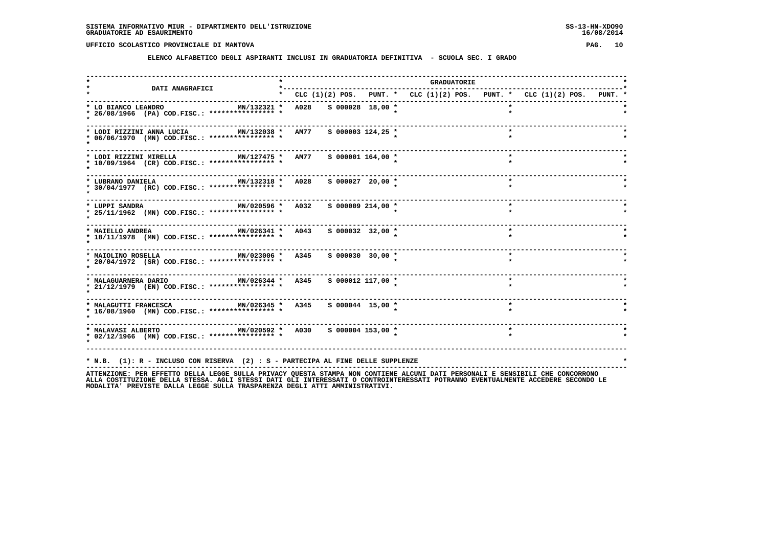## UFFICIO SCOLASTICO PROVINCIALE DI MANTOVA

### ELENCO ALFABETICO DEGLI ASPIRANTI INCLUSI IN GRADUATORIA DEFINITIVA - SCUOLA SEC. I GRADO

| DATI ANAGRAFICI | | GRADUATORIE | | | | | | | |
|---|---|---|---|---|---|---|---|---|---|
| | | CLC | (1)(2) POS. | PUNT. | CLC | (1)(2) POS. | PUNT. | CLC (1)(2) POS. | PUNT. |
| LO BIANCO LEANDRO<br>26/08/1966 (PA) COD.FISC.: **************** | MN/132321 | A028 | S 000028 | 18,00 | | | | | |
| LODI RIZZINI ANNA LUCIA<br>06/06/1970 (MN) COD.FISC.: **************** | MN/132038 | AM77 | S 000003 | 124,25 | | | | | |
| LODI RIZZINI MIRELLA<br>10/09/1964 (CR) COD.FISC.: **************** | MN/127475 | AM77 | S 000001 | 164,00 | | | | | |
| LUBRANO DANIELA<br>30/04/1977 (RC) COD.FISC.: **************** | MN/132318 | A028 | S 000027 | 20,00 | | | | | |
| LUPPI SANDRA<br>25/11/1962 (MN) COD.FISC.: **************** | MN/020596 | A032 | S 000009 | 214,00 | | | | | |
| MAIELLO ANDREA<br>18/11/1978 (MN) COD.FISC.: **************** | MN/026341 | A043 | S 000032 | 32,00 | | | | | |
| MAIOLINO ROSELLA<br>20/04/1972 (SR) COD.FISC.: **************** | MN/023006 | A345 | S 000030 | 30,00 | | | | | |
| MALAGUARNERA DARIO<br>21/12/1979 (EN) COD.FISC.: **************** | MN/026344 | A345 | S 000012 | 117,00 | | | | | |
| MALAGUTTI FRANCESCA<br>16/08/1960 (MN) COD.FISC.: **************** | MN/026345 | A345 | S 000044 | 15,00 | | | | | |
| MALAVASI ALBERTO<br>02/12/1966 (MN) COD.FISC.: **************** | MN/020592 | A030 | S 000004 | 153,00 | | | | | |

* N.B. (1): R - INCLUSO CON RISERVA (2) : S - PARTECIPA AL FINE DELLE SUPPLENZE

ATTENZIONE: PER EFFETTO DELLA LEGGE SULLA PRIVACY QUESTA STAMPA NON CONTIENE ALCUNI DATI PERSONALI E SENSIBILI CHE CONCORRONO ALLA COSTITUZIONE DELLA STESSA. AGLI STESSI DATI GLI INTERESSATI O CONTROINTERESSATI POTRANNO EVENTUALMENTE ACCEDERE SECONDO LE MODALITA' PREVISTE DALLA LEGGE SULLA TRASPARENZA DEGLI ATTI AMMINISTRATIVI.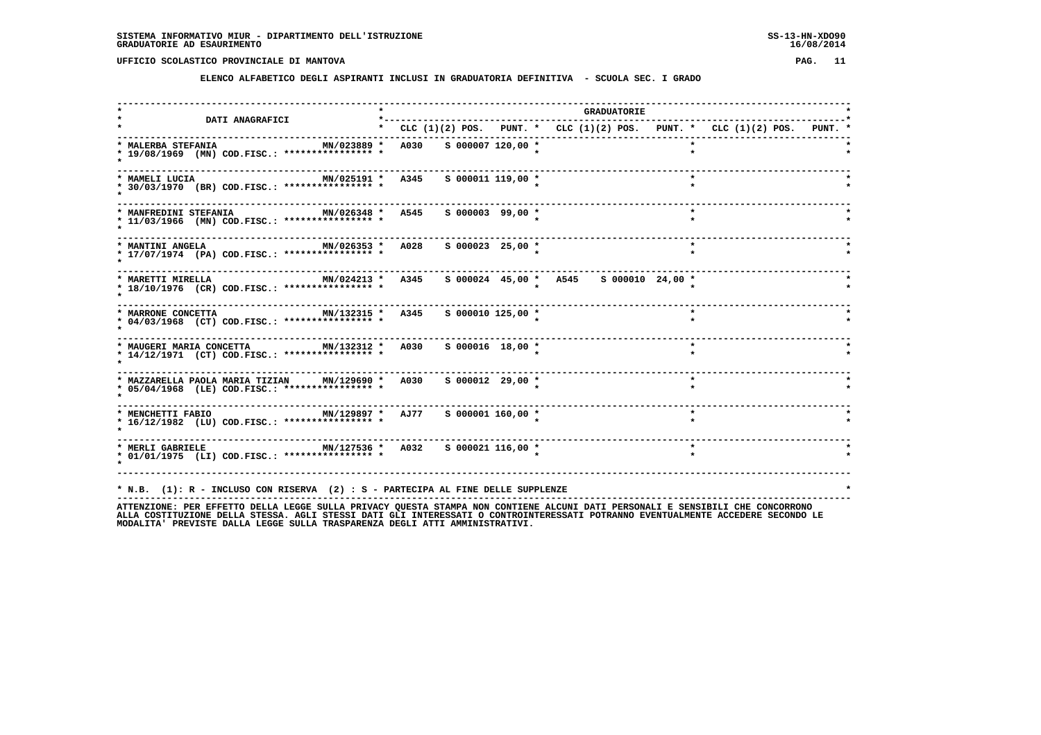SISTEMA INFORMATIVO MIUR - DIPARTIMENTO DELL'ISTRUZIONE
GRADUATORIE AD ESAURIMENTO

UFFICIO SCOLASTICO PROVINCIALE DI MANTOVA

## ELENCO ALFABETICO DEGLI ASPIRANTI INCLUSI IN GRADUATORIA DEFINITIVA - SCUOLA SEC. I GRADO

| DATI ANAGRAFICI | | CLC (1)(2) | POS. | PUNT. | CLC (1)(2) | POS. | PUNT. | CLC (1)(2) | POS. | PUNT. |
|---|---|---|---|---|---|---|---|---|---|---|
| MALERBA STEFANIA 19/08/1969 (MN) COD.FISC.: **************** | MN/023889 | A030 S | 000007 | 120,00 | | | | | | |
| MAMELI LUCIA 30/03/1970 (BR) COD.FISC.: **************** | MN/025191 | A345 S | 000011 | 119,00 | | | | | | |
| MANFREDINI STEFANIA 11/03/1966 (MN) COD.FISC.: **************** | MN/026348 | A545 S | 000003 | 99,00 | | | | | | |
| MANTINI ANGELA 17/07/1974 (PA) COD.FISC.: **************** | MN/026353 | A028 S | 000023 | 25,00 | | | | | | |
| MARETTI MIRELLA 18/10/1976 (CR) COD.FISC.: **************** | MN/024213 | A345 S | 000024 | 45,00 | A545 S | 000010 | 24,00 | | | |
| MARRONE CONCETTA 04/03/1968 (CT) COD.FISC.: **************** | MN/132315 | A345 S | 000010 | 125,00 | | | | | | |
| MAUGERI MARIA CONCETTA 14/12/1971 (CT) COD.FISC.: **************** | MN/132312 | A030 S | 000016 | 18,00 | | | | | | |
| MAZZARELLA PAOLA MARIA TIZIAN 05/04/1968 (LE) COD.FISC.: **************** | MN/129690 | A030 S | 000012 | 29,00 | | | | | | |
| MENCHETTI FABIO 16/12/1982 (LU) COD.FISC.: **************** | MN/129897 | AJ77 S | 000001 | 160,00 | | | | | | |
| MERLI GABRIELE 01/01/1975 (LI) COD.FISC.: **************** | MN/127536 | A032 S | 000021 | 116,00 | | | | | | |

* N.B. (1): R - INCLUSO CON RISERVA (2) : S - PARTECIPA AL FINE DELLE SUPPLENZE

ATTENZIONE: PER EFFETTO DELLA LEGGE SULLA PRIVACY QUESTA STAMPA NON CONTIENE ALCUNI DATI PERSONALI E SENSIBILI CHE CONCORRONO ALLA COSTITUZIONE DELLA STESSA. AGLI STESSI DATI GLI INTERESSATI O CONTROINTERESSATI POTRANNO EVENTUALMENTE ACCEDERE SECONDO LE MODALITA' PREVISTE DALLA LEGGE SULLA TRASPARENZA DEGLI ATTI AMMINISTRATIVI.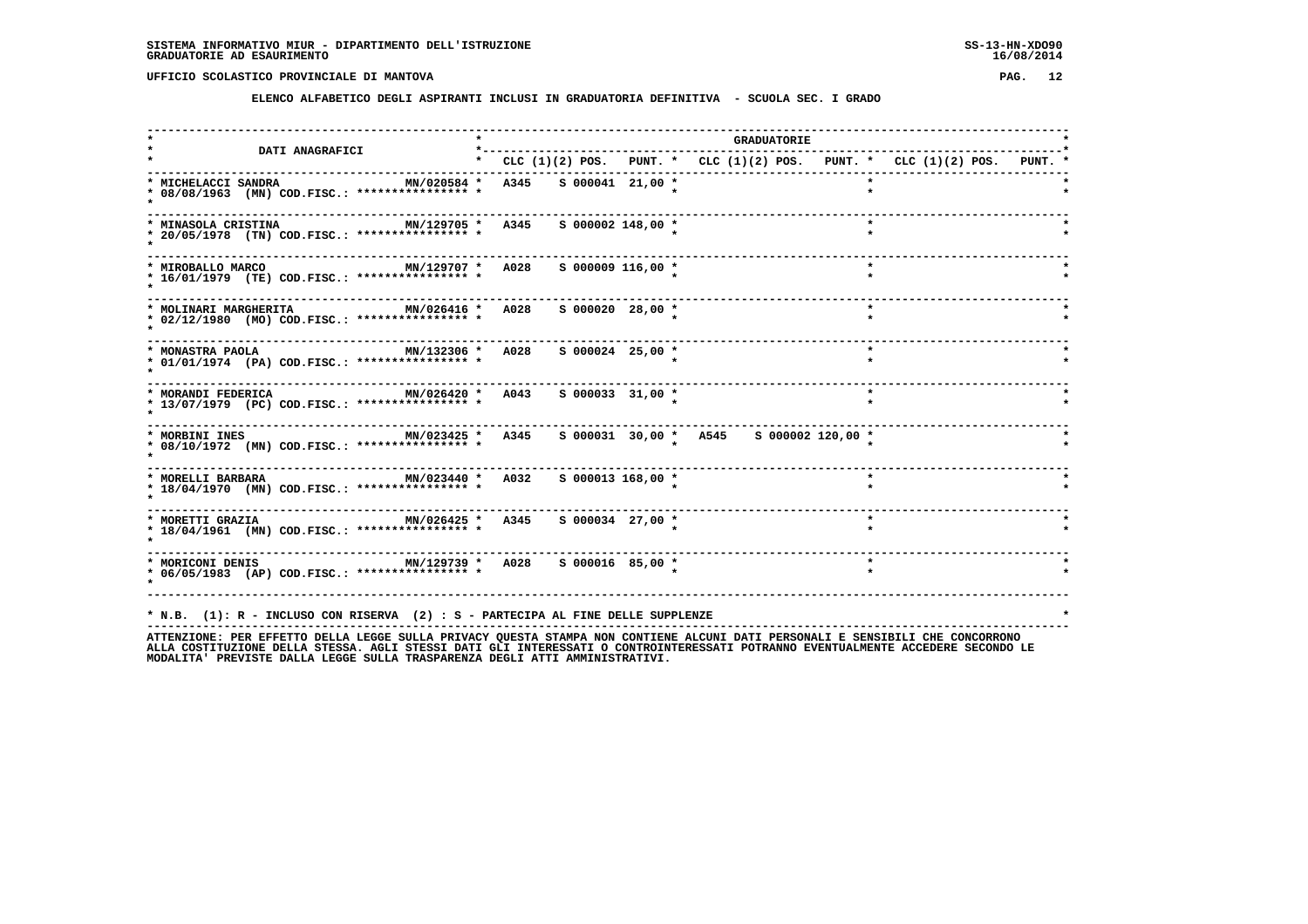SISTEMA INFORMATIVO MIUR - DIPARTIMENTO DELL'ISTRUZIONE
GRADUATORIE AD ESAURIMENTO

UFFICIO SCOLASTICO PROVINCIALE DI MANTOVA

**ELENCO ALFABETICO DEGLI ASPIRANTI INCLUSI IN GRADUATORIA DEFINITIVA - SCUOLA SEC. I GRADO**

| DATI ANAGRAFICI | | GRADUATORIE | | | | | | | | |
|---|---|---|---|---|---|---|---|---|---|---|
| | | CLC | (1)(2) POS. | PUNT. | CLC | (1)(2) POS. | PUNT. | CLC | (1)(2) POS. | PUNT. |
| MICHELACCI SANDRA 08/08/1963 (MN) COD.FISC.: **************** | MN/020584 | A345 | S 000041 | 21,00 | | | | | | |
| MINASOLA CRISTINA 20/05/1978 (TN) COD.FISC.: **************** | MN/129705 | A345 | S 000002 | 148,00 | | | | | | |
| MIROBALLO MARCO 16/01/1979 (TE) COD.FISC.: **************** | MN/129707 | A028 | S 000009 | 116,00 | | | | | | |
| MOLINARI MARGHERITA 02/12/1980 (MO) COD.FISC.: **************** | MN/026416 | A028 | S 000020 | 28,00 | | | | | | |
| MONASTRA PAOLA 01/01/1974 (PA) COD.FISC.: **************** | MN/132306 | A028 | S 000024 | 25,00 | | | | | | |
| MORANDI FEDERICA 13/07/1979 (PC) COD.FISC.: **************** | MN/026420 | A043 | S 000033 | 31,00 | | | | | | |
| MORBINI INES 08/10/1972 (MN) COD.FISC.: **************** | MN/023425 | A345 | S 000031 | 30,00 | A545 | S 000002 | 120,00 | | | |
| MORELLI BARBARA 18/04/1970 (MN) COD.FISC.: **************** | MN/023440 | A032 | S 000013 | 168,00 | | | | | | |
| MORETTI GRAZIA 18/04/1961 (MN) COD.FISC.: **************** | MN/026425 | A345 | S 000034 | 27,00 | | | | | | |
| MORICONI DENIS 06/05/1983 (AP) COD.FISC.: **************** | MN/129739 | A028 | S 000016 | 85,00 | | | | | | |

* N.B. (1): R - INCLUSO CON RISERVA (2) : S - PARTECIPA AL FINE DELLE SUPPLENZE

ATTENZIONE: PER EFFETTO DELLA LEGGE SULLA PRIVACY QUESTA STAMPA NON CONTIENE ALCUNI DATI PERSONALI E SENSIBILI CHE CONCORRONO ALLA COSTITUZIONE DELLA STESSA. AGLI STESSI DATI GLI INTERESSATI O CONTROINTERESSATI POTRANNO EVENTUALMENTE ACCEDERE SECONDO LE MODALITA' PREVISTE DALLA LEGGE SULLA TRASPARENZA DEGLI ATTI AMMINISTRATIVI.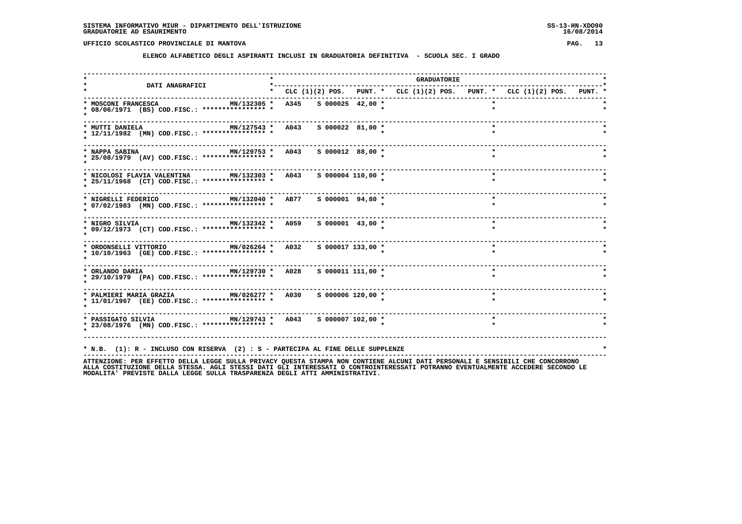**SISTEMA INFORMATIVO MIUR - DIPARTIMENTO DELL'ISTRUZIONE**
**GRADUATORIE AD ESAURIMENTO**

SS-13-HN-XDO90
16/08/2014

**UFFICIO SCOLASTICO PROVINCIALE DI MANTOVA**

## ELENCO ALFABETICO DEGLI ASPIRANTI INCLUSI IN GRADUATORIA DEFINITIVA - SCUOLA SEC. I GRADO

| DATI ANAGRAFICI | | GRADUATORIE | | | | | | | | |
|---|---|---|---|---|---|---|---|---|---|---|
| | | CLC | (1)(2) POS. | PUNT. | CLC | (1)(2) POS. | PUNT. | CLC | (1)(2) POS. | PUNT. |
| MOSCONI FRANCESCA 08/06/1971 (BS) COD.FISC.: **************** | MN/132305 | A345 | S 000025 | 42,00 | | | | | | |
| MUTTI DANIELA 12/11/1982 (MN) COD.FISC.: **************** | MN/127543 | A043 | S 000022 | 81,00 | | | | | | |
| NAPPA SABINA 25/08/1979 (AV) COD.FISC.: **************** | MN/129753 | A043 | S 000012 | 88,00 | | | | | | |
| NICOLOSI FLAVIA VALENTINA 25/11/1968 (CT) COD.FISC.: **************** | MN/132303 | A043 | S 000004 | 110,00 | | | | | | |
| NIGRELLI FEDERICO 07/02/1983 (MN) COD.FISC.: **************** | MN/132040 | AB77 | S 000001 | 94,80 | | | | | | |
| NIGRO SILVIA 09/12/1973 (CT) COD.FISC.: **************** | MN/132342 | A059 | S 000001 | 43,00 | | | | | | |
| ORDONSELLI VITTORIO 10/10/1963 (GE) COD.FISC.: **************** | MN/026264 | A032 | S 000017 | 133,00 | | | | | | |
| ORLANDO DARIA 29/10/1979 (PA) COD.FISC.: **************** | MN/129730 | A028 | S 000011 | 111,00 | | | | | | |
| PALMIERI MARIA GRAZIA 11/01/1967 (EE) COD.FISC.: **************** | MN/026277 | A030 | S 000006 | 120,00 | | | | | | |
| PASSIGATO SILVIA 23/08/1976 (MN) COD.FISC.: **************** | MN/129743 | A043 | S 000007 | 102,00 | | | | | | |

* N.B. (1): R - INCLUSO CON RISERVA (2) : S - PARTECIPA AL FINE DELLE SUPPLENZE

ATTENZIONE: PER EFFETTO DELLA LEGGE SULLA PRIVACY QUESTA STAMPA NON CONTIENE ALCUNI DATI PERSONALI E SENSIBILI CHE CONCORRONO ALLA COSTITUZIONE DELLA STESSA. AGLI STESSI DATI GLI INTERESSATI O CONTROINTERESSATI POTRANNO EVENTUALMENTE ACCEDERE SECONDO LE MODALITA' PREVISTE DALLA LEGGE SULLA TRASPARENZA DEGLI ATTI AMMINISTRATIVI.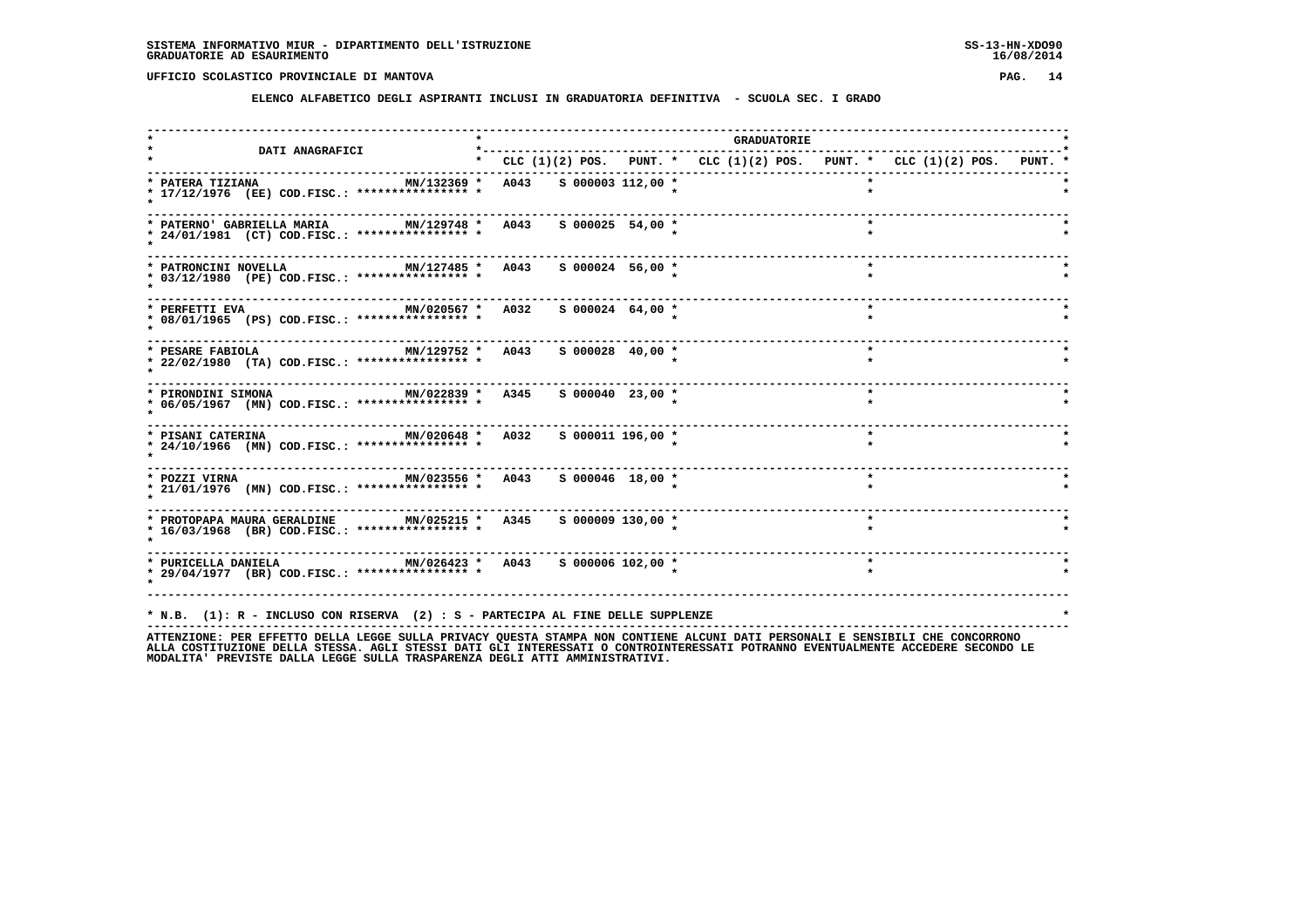SISTEMA INFORMATIVO MIUR - DIPARTIMENTO DELL'ISTRUZIONE
GRADUATORIE AD ESAURIMENTO

UFFICIO SCOLASTICO PROVINCIALE DI MANTOVA

**ELENCO ALFABETICO DEGLI ASPIRANTI INCLUSI IN GRADUATORIA DEFINITIVA - SCUOLA SEC. I GRADO**

| DATI ANAGRAFICI | | GRADUATORIE | | | | | | | | |
|---|---|---|---|---|---|---|---|---|---|---|
| | | CLC | (1)(2) POS. | PUNT. | CLC | (1)(2) POS. | PUNT. | CLC | (1)(2) POS. | PUNT. |
| PATERA TIZIANA 17/12/1976 (EE) COD.FISC.: **************** | MN/132369 | A043 | S 000003 | 112,00 | | | | | | |
| PATERNO' GABRIELLA MARIA 24/01/1981 (CT) COD.FISC.: **************** | MN/129748 | A043 | S 000025 | 54,00 | | | | | | |
| PATRONCINI NOVELLA 03/12/1980 (PE) COD.FISC.: **************** | MN/127485 | A043 | S 000024 | 56,00 | | | | | | |
| PERFETTI EVA 08/01/1965 (PS) COD.FISC.: **************** | MN/020567 | A032 | S 000024 | 64,00 | | | | | | |
| PESARE FABIOLA 22/02/1980 (TA) COD.FISC.: **************** | MN/129752 | A043 | S 000028 | 40,00 | | | | | | |
| PIRONDINI SIMONA 06/05/1967 (MN) COD.FISC.: **************** | MN/022839 | A345 | S 000040 | 23,00 | | | | | | |
| PISANI CATERINA 24/10/1966 (MN) COD.FISC.: **************** | MN/020648 | A032 | S 000011 | 196,00 | | | | | | |
| POZZI VIRNA 21/01/1976 (MN) COD.FISC.: **************** | MN/023556 | A043 | S 000046 | 18,00 | | | | | | |
| PROTOPAPA MAURA GERALDINE 16/03/1968 (BR) COD.FISC.: **************** | MN/025215 | A345 | S 000009 | 130,00 | | | | | | |
| PURICELLA DANIELA 29/04/1977 (BR) COD.FISC.: **************** | MN/026423 | A043 | S 000006 | 102,00 | | | | | | |

* N.B. (1): R - INCLUSO CON RISERVA (2) : S - PARTECIPA AL FINE DELLE SUPPLENZE

ATTENZIONE: PER EFFETTO DELLA LEGGE SULLA PRIVACY QUESTA STAMPA NON CONTIENE ALCUNI DATI PERSONALI E SENSIBILI CHE CONCORRONO ALLA COSTITUZIONE DELLA STESSA. AGLI STESSI DATI GLI INTERESSATI O CONTROINTERESSATI POTRANNO EVENTUALMENTE ACCEDERE SECONDO LE MODALITA' PREVISTE DALLA LEGGE SULLA TRASPARENZA DEGLI ATTI AMMINISTRATIVI.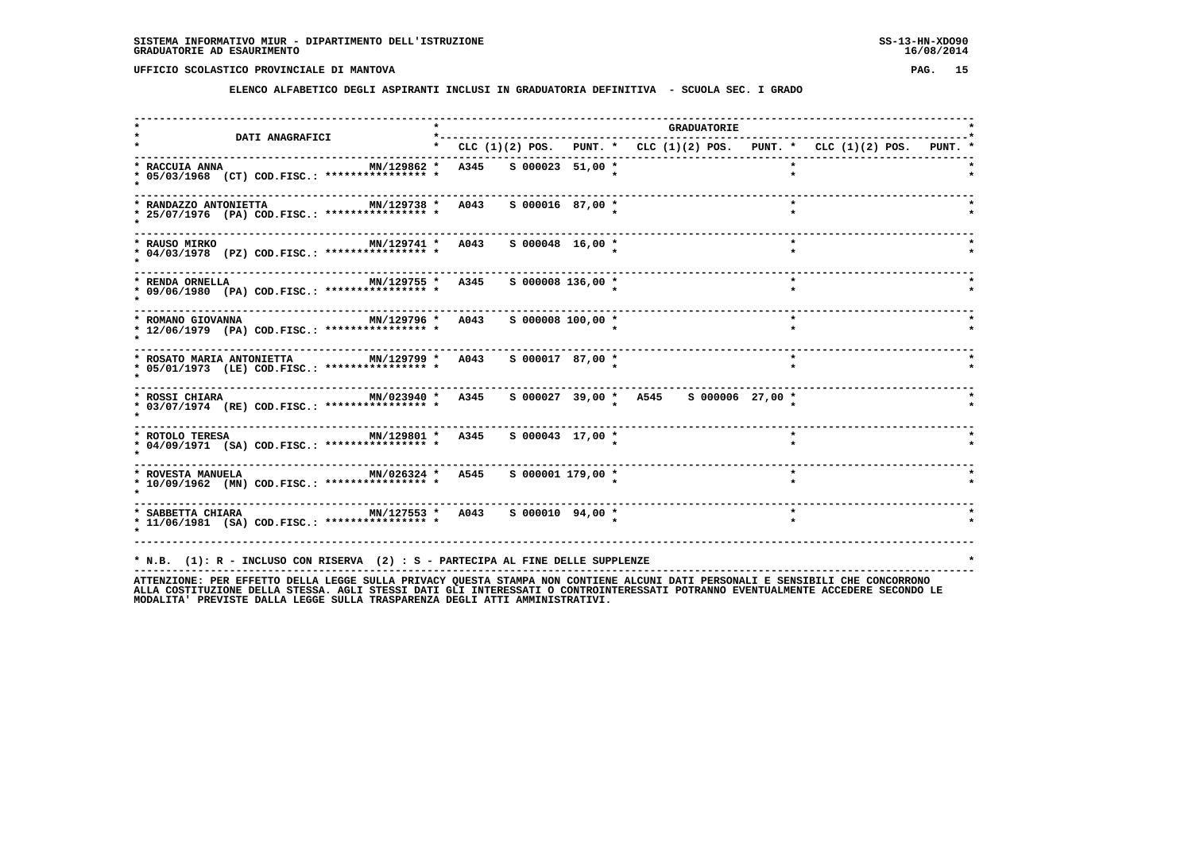## ELENCO ALFABETICO DEGLI ASPIRANTI INCLUSI IN GRADUATORIA DEFINITIVA - SCUOLA SEC. I GRADO

| DATI ANAGRAFICI | | CLC (1)(2) POS. | PUNT. | CLC (1)(2) POS. | PUNT. | CLC (1)(2) POS. | PUNT. |
|---|---|---|---|---|---|---|---|
| RACCUIA ANNA 05/03/1968 (CT) COD.FISC.: **************** | MN/129862 | A345 S 000023 | 51,00 | | | | |
| RANDAZZO ANTONIETTA 25/07/1976 (PA) COD.FISC.: **************** | MN/129738 | A043 S 000016 | 87,00 | | | | |
| RAUSO MIRKO 04/03/1978 (PZ) COD.FISC.: **************** | MN/129741 | A043 S 000048 | 16,00 | | | | |
| RENDA ORNELLA 09/06/1980 (PA) COD.FISC.: **************** | MN/129755 | A345 S 000008 | 136,00 | | | | |
| ROMANO GIOVANNA 12/06/1979 (PA) COD.FISC.: **************** | MN/129796 | A043 S 000008 | 100,00 | | | | |
| ROSATO MARIA ANTONIETTA 05/01/1973 (LE) COD.FISC.: **************** | MN/129799 | A043 S 000017 | 87,00 | | | | |
| ROSSI CHIARA 03/07/1974 (RE) COD.FISC.: **************** | MN/023940 | A345 S 000027 | 39,00 | A545 S 000006 | 27,00 | | |
| ROTOLO TERESA 04/09/1971 (SA) COD.FISC.: **************** | MN/129801 | A345 S 000043 | 17,00 | | | | |
| ROVESTA MANUELA 10/09/1962 (MN) COD.FISC.: **************** | MN/026324 | A545 S 000001 | 179,00 | | | | |
| SABBETTA CHIARA 11/06/1981 (SA) COD.FISC.: **************** | MN/127553 | A043 S 000010 | 94,00 | | | | |

* N.B. (1): R - INCLUSO CON RISERVA (2) : S - PARTECIPA AL FINE DELLE SUPPLENZE

ATTENZIONE: PER EFFETTO DELLA LEGGE SULLA PRIVACY QUESTA STAMPA NON CONTIENE ALCUNI DATI PERSONALI E SENSIBILI CHE CONCORRONO ALLA COSTITUZIONE DELLA STESSA. AGLI STESSI DATI GLI INTERESSATI O CONTROINTERESSATI POTRANNO EVENTUALMENTE ACCEDERE SECONDO LE MODALITA' PREVISTE DALLA LEGGE SULLA TRASPARENZA DEGLI ATTI AMMINISTRATIVI.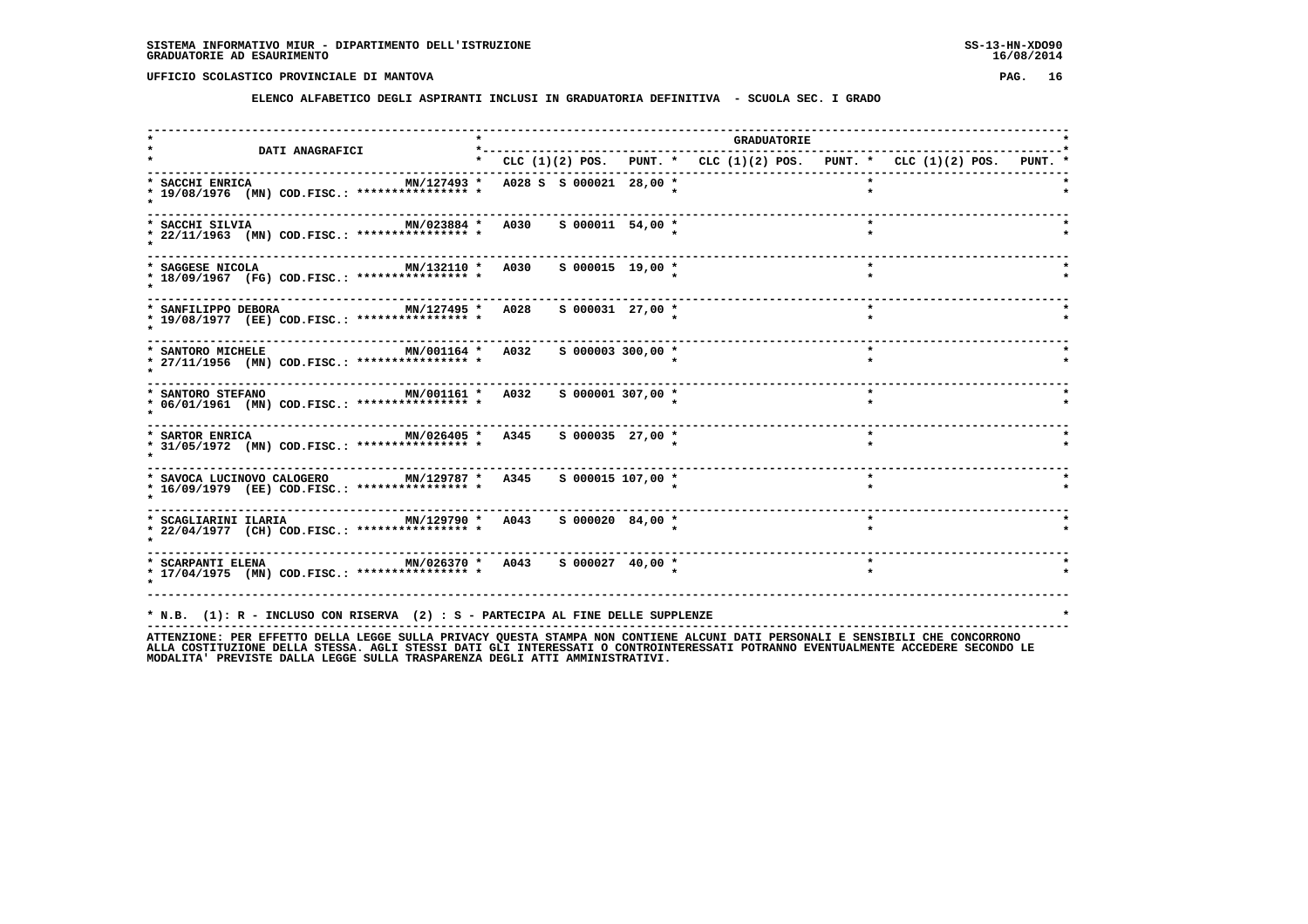SISTEMA INFORMATIVO MIUR - DIPARTIMENTO DELL'ISTRUZIONE
GRADUATORIE AD ESAURIMENTO

SS-13-HN-XDO90
16/08/2014

UFFICIO SCOLASTICO PROVINCIALE DI MANTOVA

## ELENCO ALFABETICO DEGLI ASPIRANTI INCLUSI IN GRADUATORIA DEFINITIVA - SCUOLA SEC. I GRADO

| DATI ANAGRAFICI | | GRADUATORIE | | | | | | | | |
|---|---|---|---|---|---|---|---|---|---|---|
| | | CLC | (1)(2) | POS. | PUNT. | CLC (1)(2) POS. | PUNT. | CLC (1)(2) POS. | PUNT. | |
| SACCHI ENRICA 19/08/1976 (MN) COD.FISC.: **************** | MN/127493 | A028 | S | S 000021 | 28,00 | | | | | |
| SACCHI SILVIA 22/11/1963 (MN) COD.FISC.: **************** | MN/023884 | A030 | | S 000011 | 54,00 | | | | | |
| SAGGESE NICOLA 18/09/1967 (FG) COD.FISC.: **************** | MN/132110 | A030 | | S 000015 | 19,00 | | | | | |
| SANFILIPPO DEBORA 19/08/1977 (EE) COD.FISC.: **************** | MN/127495 | A028 | | S 000031 | 27,00 | | | | | |
| SANTORO MICHELE 27/11/1956 (MN) COD.FISC.: **************** | MN/001164 | A032 | | S 000003 | 300,00 | | | | | |
| SANTORO STEFANO 06/01/1961 (MN) COD.FISC.: **************** | MN/001161 | A032 | | S 000001 | 307,00 | | | | | |
| SARTOR ENRICA 31/05/1972 (MN) COD.FISC.: **************** | MN/026405 | A345 | | S 000035 | 27,00 | | | | | |
| SAVOCA LUCINOVO CALOGERO 16/09/1979 (EE) COD.FISC.: **************** | MN/129787 | A345 | | S 000015 | 107,00 | | | | | |
| SCAGLIARINI ILARIA 22/04/1977 (CH) COD.FISC.: **************** | MN/129790 | A043 | | S 000020 | 84,00 | | | | | |
| SCARPANTI ELENA 17/04/1975 (MN) COD.FISC.: **************** | MN/026370 | A043 | | S 000027 | 40,00 | | | | | |

* N.B. (1): R - INCLUSO CON RISERVA (2) : S - PARTECIPA AL FINE DELLE SUPPLENZE

ATTENZIONE: PER EFFETTO DELLA LEGGE SULLA PRIVACY QUESTA STAMPA NON CONTIENE ALCUNI DATI PERSONALI E SENSIBILI CHE CONCORRONO ALLA COSTITUZIONE DELLA STESSA. AGLI STESSI DATI GLI INTERESSATI O CONTROINTERESSATI POTRANNO EVENTUALMENTE ACCEDERE SECONDO LE MODALITA' PREVISTE DALLA LEGGE SULLA TRASPARENZA DEGLI ATTI AMMINISTRATIVI.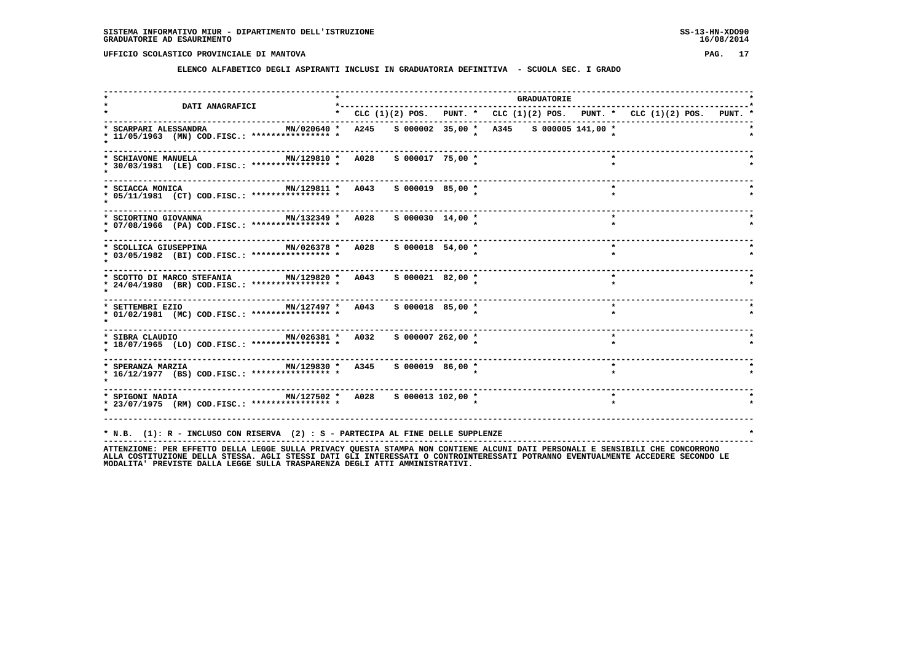SISTEMA INFORMATIVO MIUR - DIPARTIMENTO DELL'ISTRUZIONE
GRADUATORIE AD ESAURIMENTO

UFFICIO SCOLASTICO PROVINCIALE DI MANTOVA

**ELENCO ALFABETICO DEGLI ASPIRANTI INCLUSI IN GRADUATORIA DEFINITIVA - SCUOLA SEC. I GRADO**

| DATI ANAGRAFICI | | GRADUATORIE | | | | | | | | |
|---|---|---|---|---|---|---|---|---|---|---|
| | | CLC | (1)(2) POS. | PUNT. | CLC | (1)(2) POS. | PUNT. | CLC | (1)(2) POS. | PUNT. |
| SCARPARI ALESSANDRA 11/05/1963 (MN) COD.FISC.: **************** | MN/020640 | A245 | S 000002 | 35,00 | A345 | S 000005 | 141,00 | | | |
| SCHIAVONE MANUELA 30/03/1981 (LE) COD.FISC.: **************** | MN/129810 | A028 | S 000017 | 75,00 | | | | | | |
| SCIACCA MONICA 05/11/1981 (CT) COD.FISC.: **************** | MN/129811 | A043 | S 000019 | 85,00 | | | | | | |
| SCIORTINO GIOVANNA 07/08/1966 (PA) COD.FISC.: **************** | MN/132349 | A028 | S 000030 | 14,00 | | | | | | |
| SCOLLICA GIUSEPPINA 03/05/1982 (BI) COD.FISC.: **************** | MN/026378 | A028 | S 000018 | 54,00 | | | | | | |
| SCOTTO DI MARCO STEFANIA 24/04/1980 (BR) COD.FISC.: **************** | MN/129820 | A043 | S 000021 | 82,00 | | | | | | |
| SETTEMBRI EZIO 01/02/1981 (MC) COD.FISC.: **************** | MN/127497 | A043 | S 000018 | 85,00 | | | | | | |
| SIBRA CLAUDIO 18/07/1965 (LO) COD.FISC.: **************** | MN/026381 | A032 | S 000007 | 262,00 | | | | | | |
| SPERANZA MARZIA 16/12/1977 (BS) COD.FISC.: **************** | MN/129830 | A345 | S 000019 | 86,00 | | | | | | |
| SPIGONI NADIA 23/07/1975 (RM) COD.FISC.: **************** | MN/127502 | A028 | S 000013 | 102,00 | | | | | | |

* N.B. (1): R - INCLUSO CON RISERVA (2) : S - PARTECIPA AL FINE DELLE SUPPLENZE

ATTENZIONE: PER EFFETTO DELLA LEGGE SULLA PRIVACY QUESTA STAMPA NON CONTIENE ALCUNI DATI PERSONALI E SENSIBILI CHE CONCORRONO ALLA COSTITUZIONE DELLA STESSA. AGLI STESSI DATI GLI INTERESSATI O CONTROINTERESSATI POTRANNO EVENTUALMENTE ACCEDERE SECONDO LE MODALITA' PREVISTE DALLA LEGGE SULLA TRASPARENZA DEGLI ATTI AMMINISTRATIVI.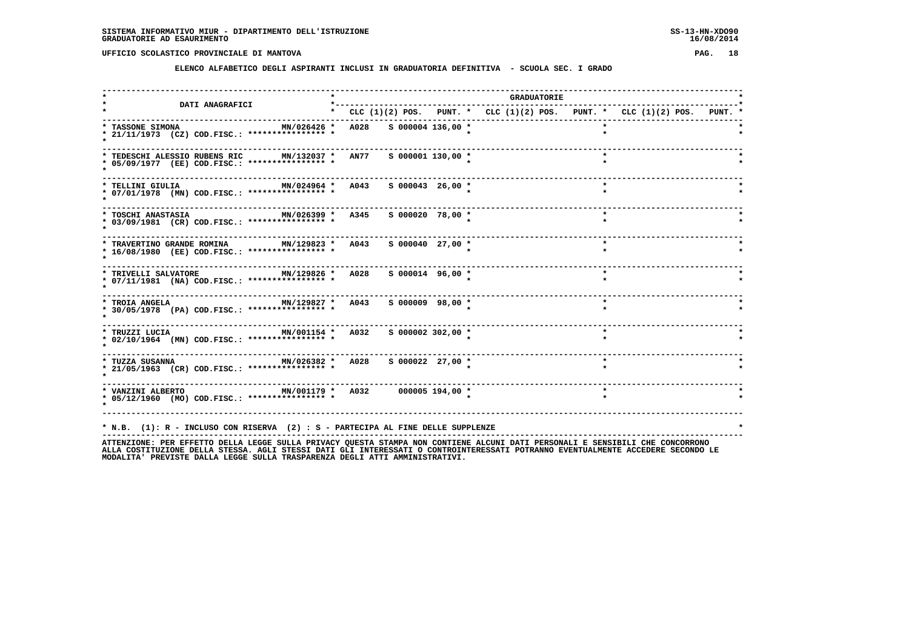SISTEMA INFORMATIVO MIUR - DIPARTIMENTO DELL'ISTRUZIONE
GRADUATORIE AD ESAURIMENTO

UFFICIO SCOLASTICO PROVINCIALE DI MANTOVA

## ELENCO ALFABETICO DEGLI ASPIRANTI INCLUSI IN GRADUATORIA DEFINITIVA - SCUOLA SEC. I GRADO

| DATI ANAGRAFICI | | CLC | (1)(2) POS. | PUNT. | CLC | (1)(2) POS. | PUNT. | CLC | (1)(2) POS. | PUNT. |
|---|---|---|---|---|---|---|---|---|---|---|
| TASSONE SIMONA 21/11/1973 (CZ) COD.FISC.: **************** | MN/026426 | A028 | S 000004 | 136,00 | | | | | | |
| TEDESCHI ALESSIO RUBENS RIC 05/09/1977 (EE) COD.FISC.: **************** | MN/132037 | AN77 | S 000001 | 130,00 | | | | | | |
| TELLINI GIULIA 07/01/1978 (MN) COD.FISC.: **************** | MN/024964 | A043 | S 000043 | 26,00 | | | | | | |
| TOSCHI ANASTASIA 03/09/1981 (CR) COD.FISC.: **************** | MN/026399 | A345 | S 000020 | 78,00 | | | | | | |
| TRAVERTINO GRANDE ROMINA 16/08/1980 (EE) COD.FISC.: **************** | MN/129823 | A043 | S 000040 | 27,00 | | | | | | |
| TRIVELLI SALVATORE 07/11/1981 (NA) COD.FISC.: **************** | MN/129826 | A028 | S 000014 | 96,00 | | | | | | |
| TROIA ANGELA 30/05/1978 (PA) COD.FISC.: **************** | MN/129827 | A043 | S 000009 | 98,00 | | | | | | |
| TRUZZI LUCIA 02/10/1964 (MN) COD.FISC.: **************** | MN/001154 | A032 | S 000002 | 302,00 | | | | | | |
| TUZZA SUSANNA 21/05/1963 (CR) COD.FISC.: **************** | MN/026382 | A028 | S 000022 | 27,00 | | | | | | |
| VANZINI ALBERTO 05/12/1960 (MO) COD.FISC.: **************** | MN/001179 | A032 | 000005 | 194,00 | | | | | | |

* N.B. (1): R - INCLUSO CON RISERVA (2) : S - PARTECIPA AL FINE DELLE SUPPLENZE

ATTENZIONE: PER EFFETTO DELLA LEGGE SULLA PRIVACY QUESTA STAMPA NON CONTIENE ALCUNI DATI PERSONALI E SENSIBILI CHE CONCORRONO ALLA COSTITUZIONE DELLA STESSA. AGLI STESSI DATI GLI INTERESSATI O CONTROINTERESSATI POTRANNO EVENTUALMENTE ACCEDERE SECONDO LE MODALITA' PREVISTE DALLA LEGGE SULLA TRASPARENZA DEGLI ATTI AMMINISTRATIVI.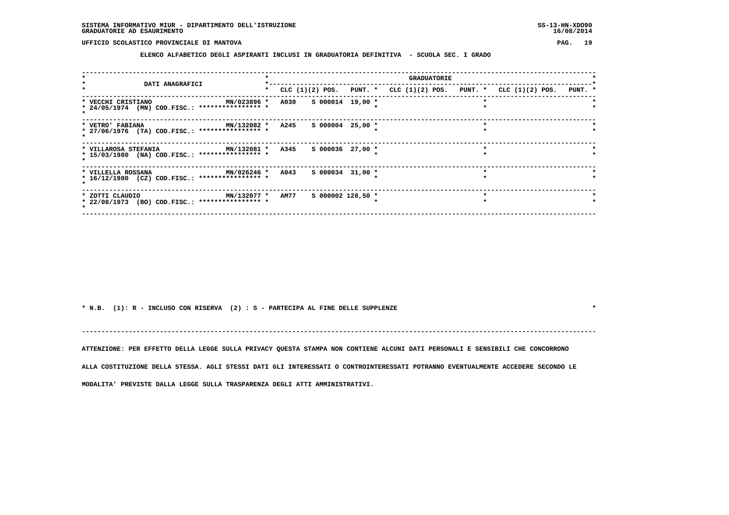SISTEMA INFORMATIVO MIUR - DIPARTIMENTO DELL'ISTRUZIONE
GRADUATORIE AD ESAURIMENTO

UFFICIO SCOLASTICO PROVINCIALE DI MANTOVA

**ELENCO ALFABETICO DEGLI ASPIRANTI INCLUSI IN GRADUATORIA DEFINITIVA - SCUOLA SEC. I GRADO**

| DATI ANAGRAFICI | | GRADUATORIE | | | | | | | | |
|---|---|---|---|---|---|---|---|---|---|---|
| | | CLC | (1)(2) POS. | PUNT. | CLC | (1)(2) POS. | PUNT. | CLC | (1)(2) POS. | PUNT. |
| VECCHI CRISTIANO 24/05/1974 (MN) COD.FISC.: **************** | MN/023896 | A030 | S 000014 | 19,00 | | | | | | |
| VETRO' FABIANA 27/06/1976 (TA) COD.FISC.: **************** | MN/132082 | A245 | S 000004 | 25,00 | | | | | | |
| VILLAROSA STEFANIA 15/03/1980 (NA) COD.FISC.: **************** | MN/132081 | A345 | S 000036 | 27,00 | | | | | | |
| VILLELLA ROSSANA 16/12/1980 (CZ) COD.FISC.: **************** | MN/026246 | A043 | S 000034 | 31,00 | | | | | | |
| ZOTTI CLAUDIO 22/08/1973 (BO) COD.FISC.: **************** | MN/132077 | AM77 | S 000002 | 128,50 | | | | | | |

* N.B. (1): R - INCLUSO CON RISERVA (2) : S - PARTECIPA AL FINE DELLE SUPPLENZE

ATTENZIONE: PER EFFETTO DELLA LEGGE SULLA PRIVACY QUESTA STAMPA NON CONTIENE ALCUNI DATI PERSONALI E SENSIBILI CHE CONCORRONO ALLA COSTITUZIONE DELLA STESSA. AGLI STESSI DATI GLI INTERESSATI O CONTROINTERESSATI POTRANNO EVENTUALMENTE ACCEDERE SECONDO LE MODALITA' PREVISTE DALLA LEGGE SULLA TRASPARENZA DEGLI ATTI AMMINISTRATIVI.